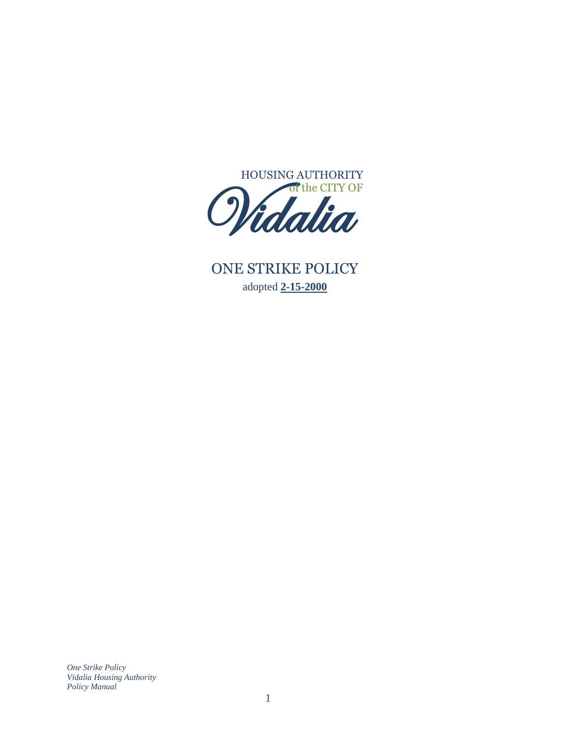HOUSING AUTHORITY
of the CITY OF
Vidalia

# ONE STRIKE POLICY

adopted **2-15-2000**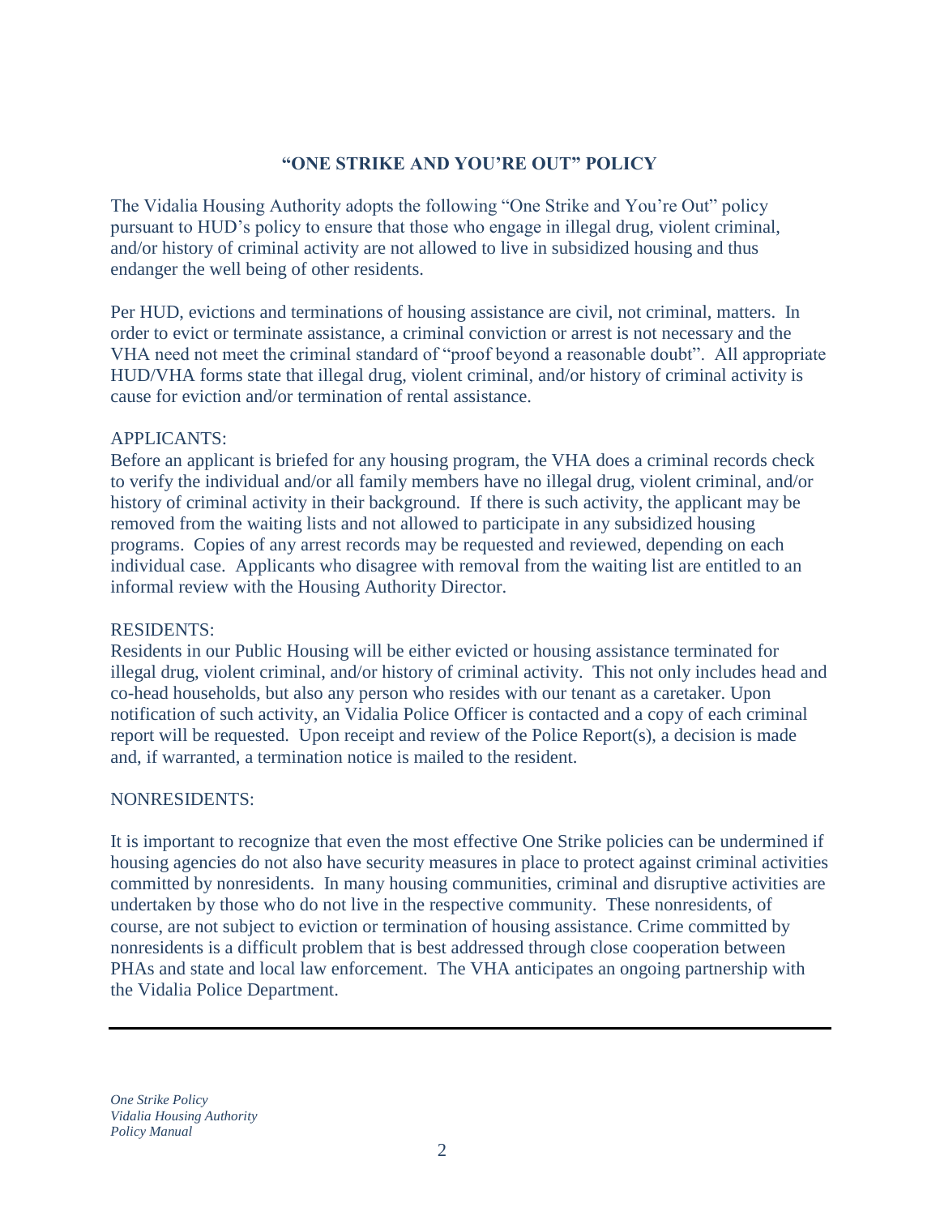## "ONE STRIKE AND YOU'RE OUT" POLICY

The Vidalia Housing Authority adopts the following "One Strike and You're Out" policy pursuant to HUD's policy to ensure that those who engage in illegal drug, violent criminal, and/or history of criminal activity are not allowed to live in subsidized housing and thus endanger the well being of other residents.

Per HUD, evictions and terminations of housing assistance are civil, not criminal, matters. In order to evict or terminate assistance, a criminal conviction or arrest is not necessary and the VHA need not meet the criminal standard of "proof beyond a reasonable doubt". All appropriate HUD/VHA forms state that illegal drug, violent criminal, and/or history of criminal activity is cause for eviction and/or termination of rental assistance.

APPLICANTS:
Before an applicant is briefed for any housing program, the VHA does a criminal records check to verify the individual and/or all family members have no illegal drug, violent criminal, and/or history of criminal activity in their background. If there is such activity, the applicant may be removed from the waiting lists and not allowed to participate in any subsidized housing programs. Copies of any arrest records may be requested and reviewed, depending on each individual case. Applicants who disagree with removal from the waiting list are entitled to an informal review with the Housing Authority Director.

RESIDENTS:
Residents in our Public Housing will be either evicted or housing assistance terminated for illegal drug, violent criminal, and/or history of criminal activity. This not only includes head and co-head households, but also any person who resides with our tenant as a caretaker. Upon notification of such activity, an Vidalia Police Officer is contacted and a copy of each criminal report will be requested. Upon receipt and review of the Police Report(s), a decision is made and, if warranted, a termination notice is mailed to the resident.

NONRESIDENTS:

It is important to recognize that even the most effective One Strike policies can be undermined if housing agencies do not also have security measures in place to protect against criminal activities committed by nonresidents. In many housing communities, criminal and disruptive activities are undertaken by those who do not live in the respective community. These nonresidents, of course, are not subject to eviction or termination of housing assistance. Crime committed by nonresidents is a difficult problem that is best addressed through close cooperation between PHAs and state and local law enforcement. The VHA anticipates an ongoing partnership with the Vidalia Police Department.